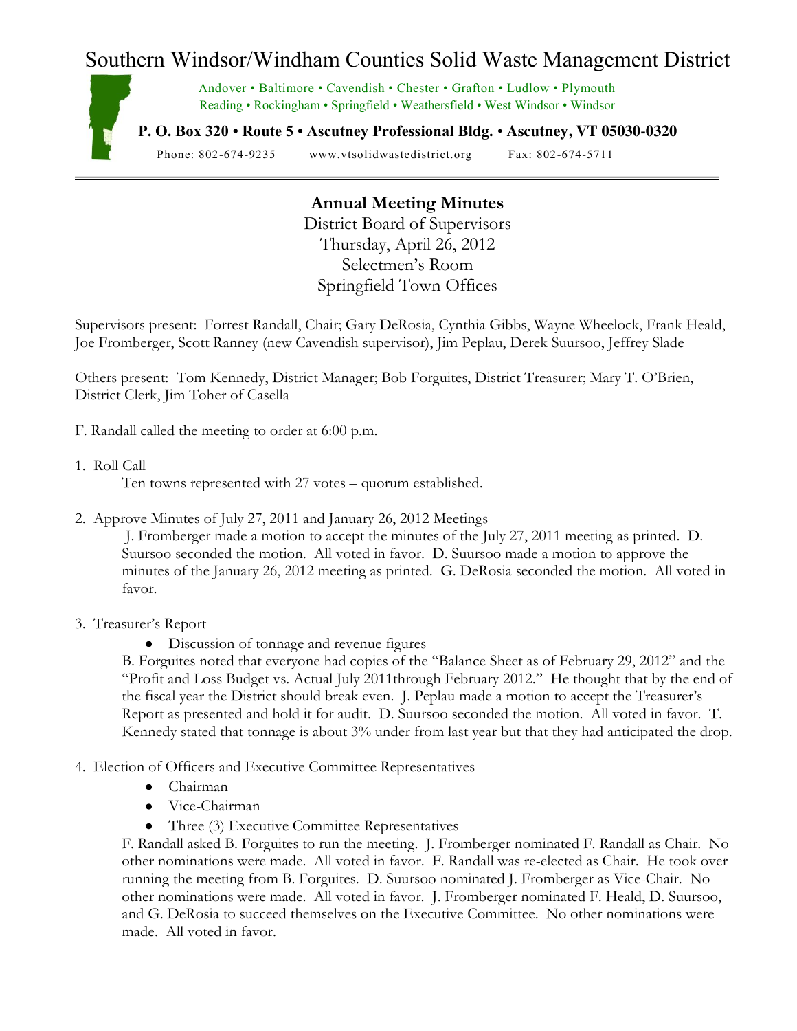# Southern Windsor/Windham Counties Solid Waste Management District

Andover • Baltimore • Cavendish • Chester • Grafton • Ludlow • Plymouth
Reading • Rockingham • Springfield • Weathersfield • West Windsor • Windsor

**P. O. Box 320 • Route 5 • Ascutney Professional Bldg. • Ascutney, VT 05030-0320**

Phone: 802-674-9235 www.vtsolidwastedistrict.org Fax: 802-674-5711

---

**Annual Meeting Minutes**
District Board of Supervisors
Thursday, April 26, 2012
Selectmen's Room
Springfield Town Offices

Supervisors present: Forrest Randall, Chair; Gary DeRosia, Cynthia Gibbs, Wayne Wheelock, Frank Heald, Joe Fromberger, Scott Ranney (new Cavendish supervisor), Jim Peplau, Derek Suursoo, Jeffrey Slade

Others present: Tom Kennedy, District Manager; Bob Forguites, District Treasurer; Mary T. O'Brien, District Clerk, Jim Toher of Casella

F. Randall called the meeting to order at 6:00 p.m.

1. Roll Call

   Ten towns represented with 27 votes – quorum established.

2. Approve Minutes of July 27, 2011 and January 26, 2012 Meetings

   J. Fromberger made a motion to accept the minutes of the July 27, 2011 meeting as printed. D. Suursoo seconded the motion. All voted in favor. D. Suursoo made a motion to approve the minutes of the January 26, 2012 meeting as printed. G. DeRosia seconded the motion. All voted in favor.

3. Treasurer's Report

   - Discussion of tonnage and revenue figures

   B. Forguites noted that everyone had copies of the "Balance Sheet as of February 29, 2012" and the "Profit and Loss Budget vs. Actual July 2011through February 2012." He thought that by the end of the fiscal year the District should break even. J. Peplau made a motion to accept the Treasurer's Report as presented and hold it for audit. D. Suursoo seconded the motion. All voted in favor. T. Kennedy stated that tonnage is about 3% under from last year but that they had anticipated the drop.

4. Election of Officers and Executive Committee Representatives

   - Chairman
   - Vice-Chairman
   - Three (3) Executive Committee Representatives

   F. Randall asked B. Forguites to run the meeting. J. Fromberger nominated F. Randall as Chair. No other nominations were made. All voted in favor. F. Randall was re-elected as Chair. He took over running the meeting from B. Forguites. D. Suursoo nominated J. Fromberger as Vice-Chair. No other nominations were made. All voted in favor. J. Fromberger nominated F. Heald, D. Suursoo, and G. DeRosia to succeed themselves on the Executive Committee. No other nominations were made. All voted in favor.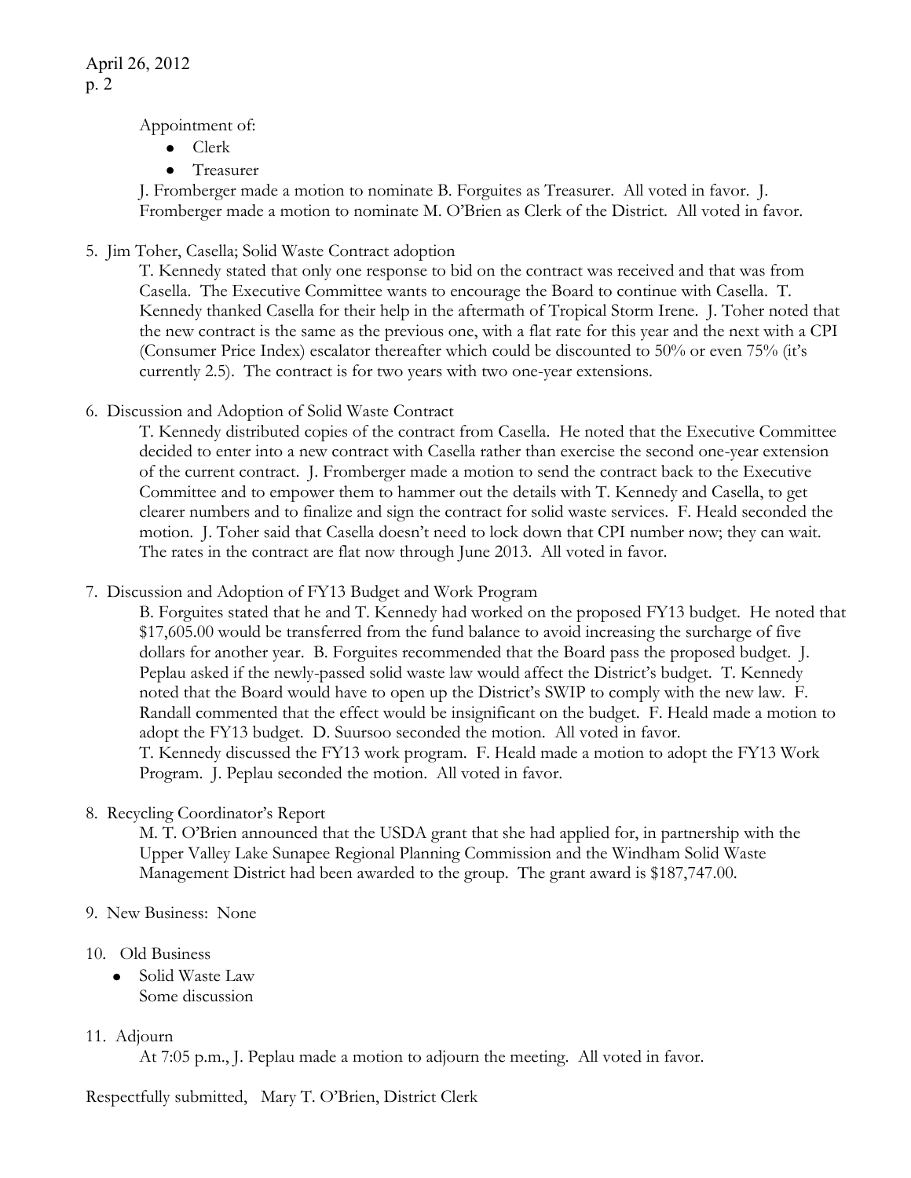Appointment of:

- Clerk
- Treasurer

J. Fromberger made a motion to nominate B. Forguites as Treasurer. All voted in favor. J. Fromberger made a motion to nominate M. O'Brien as Clerk of the District. All voted in favor.

5. Jim Toher, Casella; Solid Waste Contract adoption

   T. Kennedy stated that only one response to bid on the contract was received and that was from Casella. The Executive Committee wants to encourage the Board to continue with Casella. T. Kennedy thanked Casella for their help in the aftermath of Tropical Storm Irene. J. Toher noted that the new contract is the same as the previous one, with a flat rate for this year and the next with a CPI (Consumer Price Index) escalator thereafter which could be discounted to 50% or even 75% (it's currently 2.5). The contract is for two years with two one-year extensions.

6. Discussion and Adoption of Solid Waste Contract

   T. Kennedy distributed copies of the contract from Casella. He noted that the Executive Committee decided to enter into a new contract with Casella rather than exercise the second one-year extension of the current contract. J. Fromberger made a motion to send the contract back to the Executive Committee and to empower them to hammer out the details with T. Kennedy and Casella, to get clearer numbers and to finalize and sign the contract for solid waste services. F. Heald seconded the motion. J. Toher said that Casella doesn't need to lock down that CPI number now; they can wait. The rates in the contract are flat now through June 2013. All voted in favor.

7. Discussion and Adoption of FY13 Budget and Work Program

   B. Forguites stated that he and T. Kennedy had worked on the proposed FY13 budget. He noted that $17,605.00 would be transferred from the fund balance to avoid increasing the surcharge of five dollars for another year. B. Forguites recommended that the Board pass the proposed budget. J. Peplau asked if the newly-passed solid waste law would affect the District's budget. T. Kennedy noted that the Board would have to open up the District's SWIP to comply with the new law. F. Randall commented that the effect would be insignificant on the budget. F. Heald made a motion to adopt the FY13 budget. D. Suursoo seconded the motion. All voted in favor.

   T. Kennedy discussed the FY13 work program. F. Heald made a motion to adopt the FY13 Work Program. J. Peplau seconded the motion. All voted in favor.

8. Recycling Coordinator's Report

   M. T. O'Brien announced that the USDA grant that she had applied for, in partnership with the Upper Valley Lake Sunapee Regional Planning Commission and the Windham Solid Waste Management District had been awarded to the group. The grant award is $187,747.00.

9. New Business: None

10. Old Business

    - Solid Waste Law
      Some discussion

11. Adjourn

    At 7:05 p.m., J. Peplau made a motion to adjourn the meeting. All voted in favor.

Respectfully submitted, Mary T. O'Brien, District Clerk